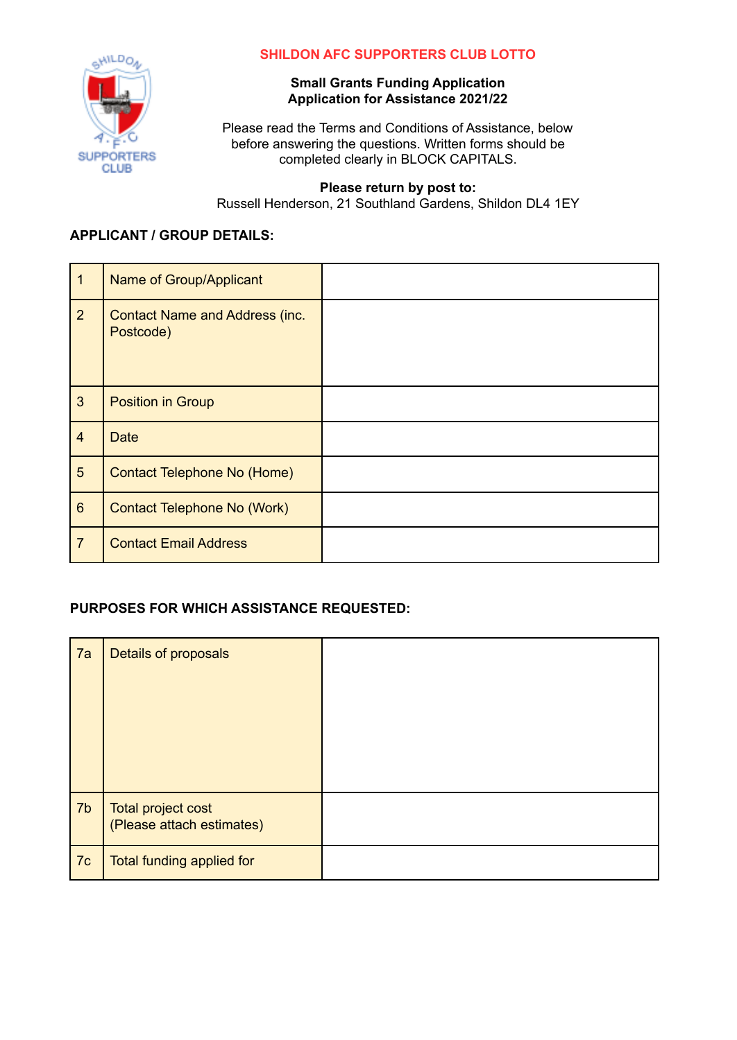# SHILDON AFC SUPPORTERS CLUB LOTTO

**Small Grants Funding Application**
**Application for Assistance 2021/22**

Please read the Terms and Conditions of Assistance, below before answering the questions. Written forms should be completed clearly in BLOCK CAPITALS.

**Please return by post to:**
Russell Henderson, 21 Southland Gardens, Shildon DL4 1EY

**APPLICANT / GROUP DETAILS:**

| | | |
|---|---|---|
| 1 | Name of Group/Applicant | |
| 2 | Contact Name and Address (inc. Postcode) | |
| 3 | Position in Group | |
| 4 | Date | |
| 5 | Contact Telephone No (Home) | |
| 6 | Contact Telephone No (Work) | |
| 7 | Contact Email Address | |

**PURPOSES FOR WHICH ASSISTANCE REQUESTED:**

| | | |
|---|---|---|
| 7a | Details of proposals | |
| 7b | Total project cost (Please attach estimates) | |
| 7c | Total funding applied for | |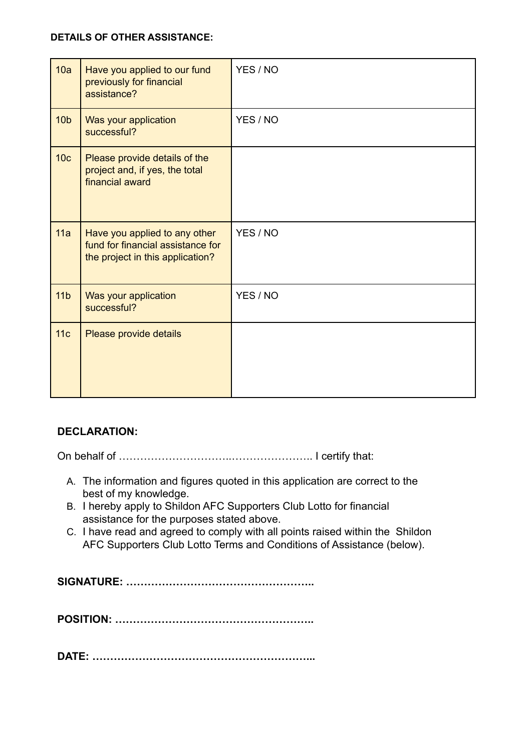**DETAILS OF OTHER ASSISTANCE:**

| | | |
|---|---|---|
| 10a | Have you applied to our fund previously for financial assistance? | YES / NO |
| 10b | Was your application successful? | YES / NO |
| 10c | Please provide details of the project and, if yes, the total financial award | |
| 11a | Have you applied to any other fund for financial assistance for the project in this application? | YES / NO |
| 11b | Was your application successful? | YES / NO |
| 11c | Please provide details | |

**DECLARATION:**

On behalf of …………………………..………………….. I certify that:

A. The information and figures quoted in this application are correct to the best of my knowledge.
B. I hereby apply to Shildon AFC Supporters Club Lotto for financial assistance for the purposes stated above.
C. I have read and agreed to comply with all points raised within the Shildon AFC Supporters Club Lotto Terms and Conditions of Assistance (below).

**SIGNATURE: ……………………………………………..**

**POSITION: ………………………………………………..**

**DATE: ……………………………………………………...**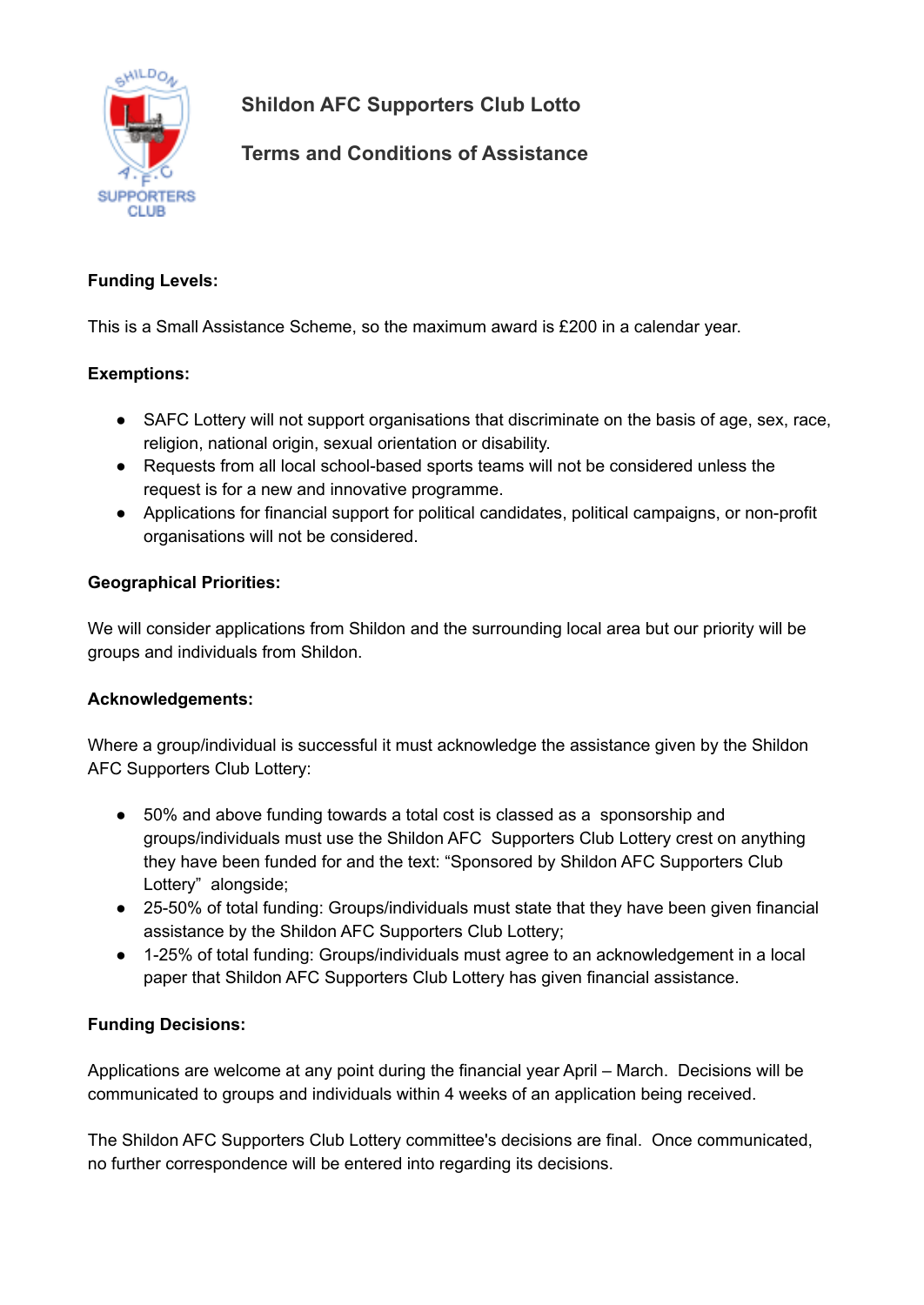# Shildon AFC Supporters Club Lotto

## Terms and Conditions of Assistance

**Funding Levels:**

This is a Small Assistance Scheme, so the maximum award is £200 in a calendar year.

**Exemptions:**

- SAFC Lottery will not support organisations that discriminate on the basis of age, sex, race, religion, national origin, sexual orientation or disability.
- Requests from all local school-based sports teams will not be considered unless the request is for a new and innovative programme.
- Applications for financial support for political candidates, political campaigns, or non-profit organisations will not be considered.

**Geographical Priorities:**

We will consider applications from Shildon and the surrounding local area but our priority will be groups and individuals from Shildon.

**Acknowledgements:**

Where a group/individual is successful it must acknowledge the assistance given by the Shildon AFC Supporters Club Lottery:

- 50% and above funding towards a total cost is classed as a sponsorship and groups/individuals must use the Shildon AFC Supporters Club Lottery crest on anything they have been funded for and the text: "Sponsored by Shildon AFC Supporters Club Lottery" alongside;
- 25-50% of total funding: Groups/individuals must state that they have been given financial assistance by the Shildon AFC Supporters Club Lottery;
- 1-25% of total funding: Groups/individuals must agree to an acknowledgement in a local paper that Shildon AFC Supporters Club Lottery has given financial assistance.

**Funding Decisions:**

Applications are welcome at any point during the financial year April – March. Decisions will be communicated to groups and individuals within 4 weeks of an application being received.

The Shildon AFC Supporters Club Lottery committee's decisions are final. Once communicated, no further correspondence will be entered into regarding its decisions.